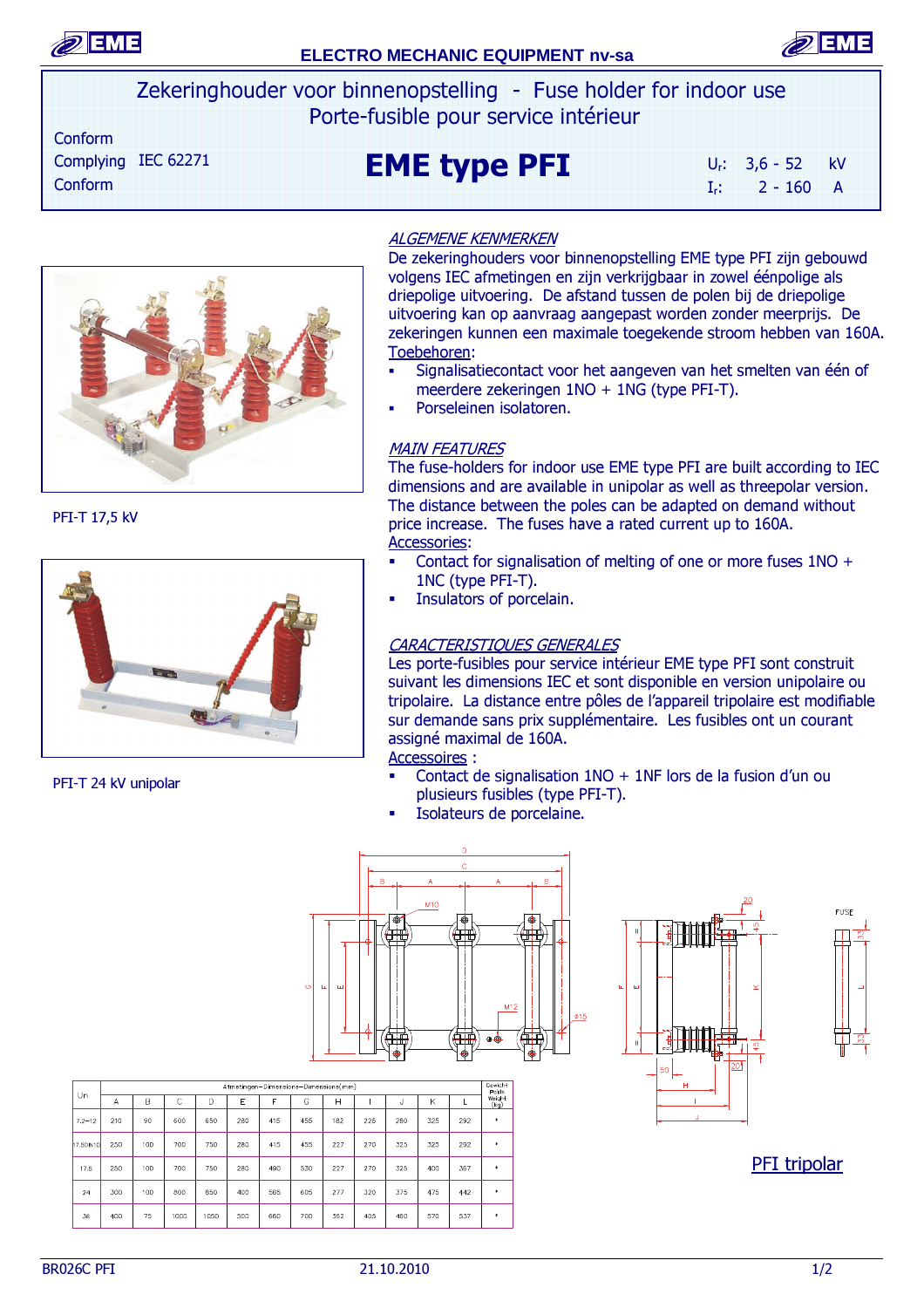ELECTRO MECHANIC EQUIPMENT nv-sa

# Zekeringhouder voor binnenopstelling - Fuse holder for indoor use
# Porte-fusible pour service intérieur

Conform
Complying IEC 62271
Conform

## EME type PFI

$U_r$: 3,6 - 52 kV
$I_r$: 2 - 160 A

PFI-T 17,5 kV

PFI-T 24 kV unipolar

### *ALGEMENE KENMERKEN*

De zekeringhouders voor binnenopstelling EME type PFI zijn gebouwd volgens IEC afmetingen en zijn verkrijgbaar in zowel éénpolige als driepolige uitvoering. De afstand tussen de polen bij de driepolige uitvoering kan op aanvraag aangepast worden zonder meerprijs. De zekeringen kunnen een maximale toegekende stroom hebben van 160A.

Toebehoren:

- Signalisatiecontact voor het aangeven van het smelten van één of meerdere zekeringen 1NO + 1NG (type PFI-T).
- Porseleinen isolatoren.

### *MAIN FEATURES*

The fuse-holders for indoor use EME type PFI are built according to IEC dimensions and are available in unipolar as well as threepolar version. The distance between the poles can be adapted on demand without price increase. The fuses have a rated current up to 160A.

Accessories:

- Contact for signalisation of melting of one or more fuses 1NO + 1NC (type PFI-T).
- Insulators of porcelain.

### *CARACTERISTIQUES GENERALES*

Les porte-fusibles pour service intérieur EME type PFI sont construit suivant les dimensions IEC et sont disponible en version unipolaire ou tripolaire. La distance entre pôles de l'appareil tripolaire est modifiable sur demande sans prix supplémentaire. Les fusibles ont un courant assigné maximal de 160A.

Accessoires :

- Contact de signalisation 1NO + 1NF lors de la fusion d'un ou plusieurs fusibles (type PFI-T).
- Isolateurs de porcelaine.

| Un | Afmetingen–Dimensions–Dimensions(mm) | | | | | | | | | | | | Gewicht Poids Weight (kg) |
|---|---|---|---|---|---|---|---|---|---|---|---|---|---|
| | A | B | C | D | E | F | G | H | I | J | K | L | |
| 7.2–12 | 210 | 90 | 600 | 650 | 280 | 415 | 455 | 182 | 225 | 280 | 325 | 292 | * |
| 17.5OM10 | 250 | 100 | 700 | 750 | 280 | 415 | 455 | 227 | 270 | 325 | 325 | 292 | * |
| 17.5 | 250 | 100 | 700 | 750 | 280 | 490 | 530 | 227 | 270 | 325 | 400 | 367 | * |
| 24 | 300 | 100 | 800 | 850 | 400 | 565 | 605 | 277 | 320 | 375 | 475 | 442 | * |
| 36 | 400 | 75 | 1000 | 1050 | 300 | 660 | 700 | 362 | 405 | 460 | 570 | 537 | * |

PFI tripolar

BR026C PFI 21.10.2010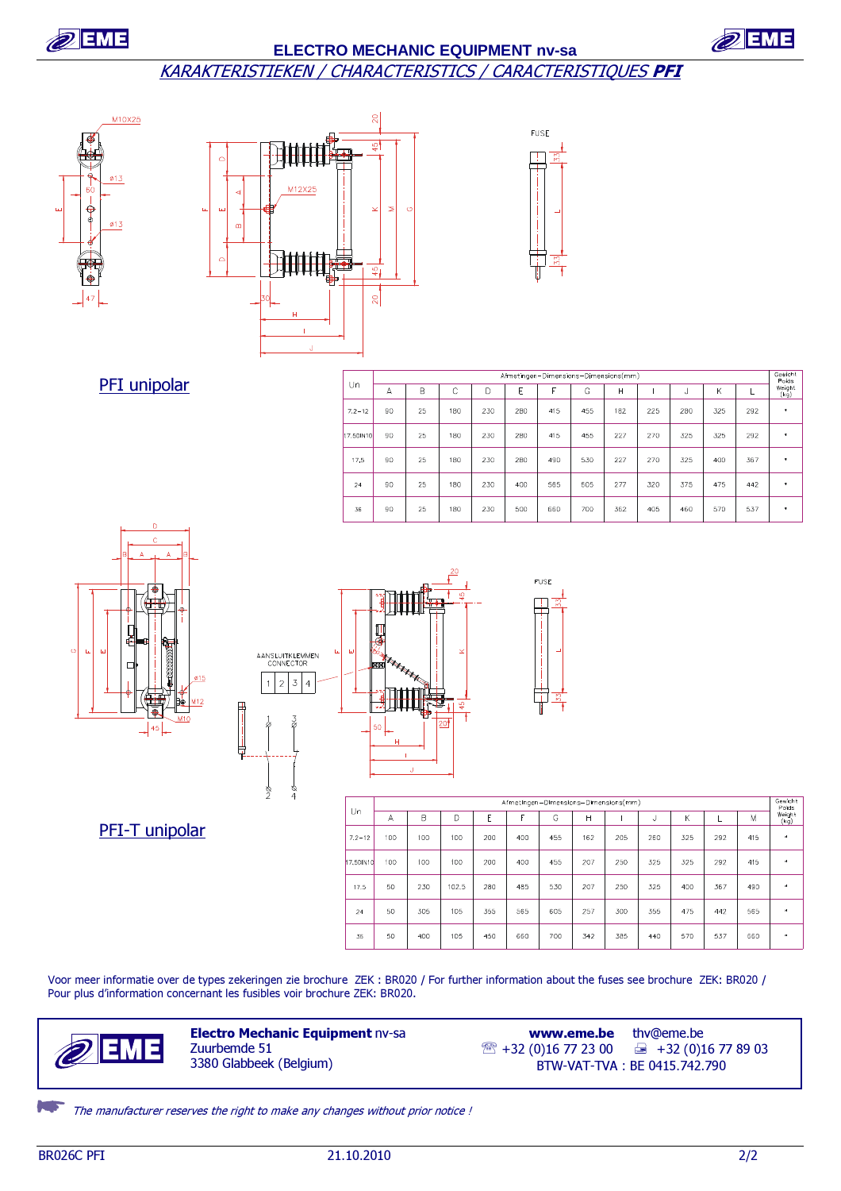# KARAKTERISTIEKEN / CHARACTERISTICS / CARACTERISTIQUES ***PFI***

M10X25

ø13

50

ø13

47

M12X25

FUSE

## PFI unipolar

| Un | Afmetingen–Dimensions–Dimensions(mm) | | | | | | | | | | | | Gewicht Poids Weight (kg) |
|---|---|---|---|---|---|---|---|---|---|---|---|---|---|
| | A | B | C | D | E | F | G | H | I | J | K | L | |
| 7.2–12 | 90 | 25 | 180 | 230 | 280 | 415 | 455 | 182 | 225 | 280 | 325 | 292 | * |
| 17.5DIN10 | 90 | 25 | 180 | 230 | 280 | 415 | 455 | 227 | 270 | 325 | 325 | 292 | * |
| 17,5 | 90 | 25 | 180 | 230 | 280 | 490 | 530 | 227 | 270 | 325 | 400 | 367 | * |
| 24 | 90 | 25 | 180 | 230 | 400 | 565 | 605 | 277 | 320 | 375 | 475 | 442 | * |
| 36 | 90 | 25 | 180 | 230 | 500 | 660 | 700 | 362 | 405 | 460 | 570 | 537 | * |

ø15

M12

M10

45

AANSLUITKLEMMEN
CONNECTOR

1 2 3 4

FUSE

## PFI-T unipolar

| Un | Afmetingen–Dimensions–Dimensions(mm) | | | | | | | | | | | | Gewicht Poids Weight (kg) |
|---|---|---|---|---|---|---|---|---|---|---|---|---|---|
| | A | B | D | E | F | G | H | I | J | K | L | M | |
| 7.2–12 | 100 | 100 | 100 | 200 | 400 | 455 | 162 | 205 | 260 | 325 | 292 | 415 | * |
| 17.5DIN10 | 100 | 100 | 100 | 200 | 400 | 455 | 207 | 250 | 325 | 325 | 292 | 415 | * |
| 17.5 | 50 | 230 | 102.5 | 280 | 485 | 530 | 207 | 250 | 325 | 400 | 367 | 490 | * |
| 24 | 50 | 305 | 105 | 355 | 565 | 605 | 257 | 300 | 355 | 475 | 442 | 565 | * |
| 36 | 50 | 400 | 105 | 450 | 660 | 700 | 342 | 385 | 440 | 570 | 537 | 660 | * |

Voor meer informatie over de types zekeringen zie brochure ZEK : BR020 / For further information about the fuses see brochure ZEK: BR020 / Pour plus d'information concernant les fusibles voir brochure ZEK: BR020.

**Electro Mechanic Equipment** nv-sa
Zuurbemde 51
3380 Glabbeek (Belgium)

**www.eme.be** thv@eme.be
☎ +32 (0)16 77 23 00 🖷 +32 (0)16 77 89 03
BTW-VAT-TVA : BE 0415.742.790

*The manufacturer reserves the right to make any changes without prior notice !*

BR026C PFI 21.10.2010